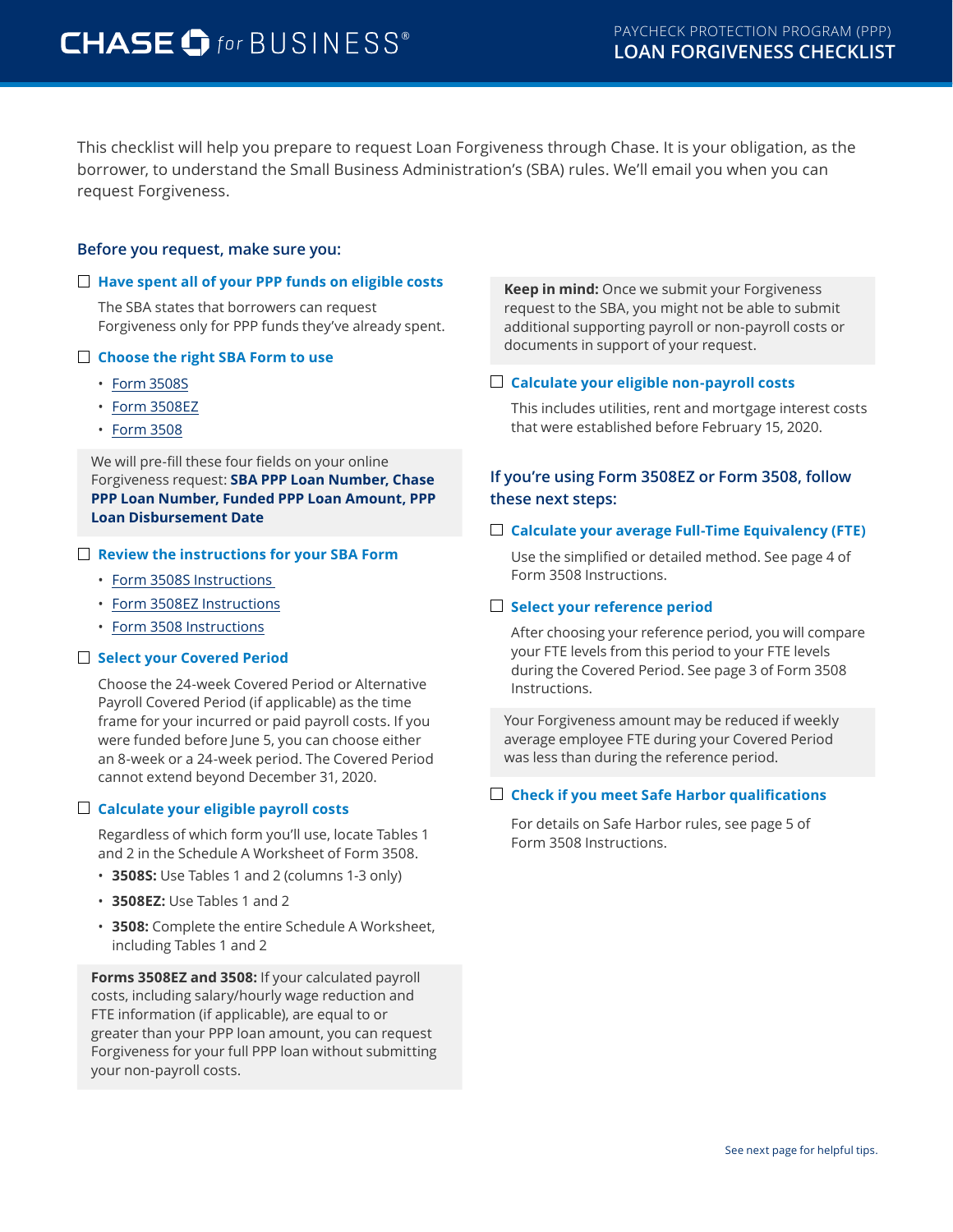# CHASE for BUSINESS®

## PAYCHECK PROTECTION PROGRAM (PPP) LOAN FORGIVENESS CHECKLIST

This checklist will help you prepare to request Loan Forgiveness through Chase. It is your obligation, as the borrower, to understand the Small Business Administration's (SBA) rules. We'll email you when you can request Forgiveness.

### Before you request, make sure you:

- ☐ **Have spent all of your PPP funds on eligible costs**

  The SBA states that borrowers can request Forgiveness only for PPP funds they've already spent.

- ☐ **Choose the right SBA Form to use**
  - Form 3508S
  - Form 3508EZ
  - Form 3508

> We will pre-fill these four fields on your online Forgiveness request: **SBA PPP Loan Number, Chase PPP Loan Number, Funded PPP Loan Amount, PPP Loan Disbursement Date**

- ☐ **Review the instructions for your SBA Form**
  - Form 3508S Instructions
  - Form 3508EZ Instructions
  - Form 3508 Instructions

- ☐ **Select your Covered Period**

  Choose the 24-week Covered Period or Alternative Payroll Covered Period (if applicable) as the time frame for your incurred or paid payroll costs. If you were funded before June 5, you can choose either an 8-week or a 24-week period. The Covered Period cannot extend beyond December 31, 2020.

- ☐ **Calculate your eligible payroll costs**

  Regardless of which form you'll use, locate Tables 1 and 2 in the Schedule A Worksheet of Form 3508.
  - **3508S:** Use Tables 1 and 2 (columns 1-3 only)
  - **3508EZ:** Use Tables 1 and 2
  - **3508:** Complete the entire Schedule A Worksheet, including Tables 1 and 2

> **Forms 3508EZ and 3508:** If your calculated payroll costs, including salary/hourly wage reduction and FTE information (if applicable), are equal to or greater than your PPP loan amount, you can request Forgiveness for your full PPP loan without submitting your non-payroll costs.

> **Keep in mind:** Once we submit your Forgiveness request to the SBA, you might not be able to submit additional supporting payroll or non-payroll costs or documents in support of your request.

- ☐ **Calculate your eligible non-payroll costs**

  This includes utilities, rent and mortgage interest costs that were established before February 15, 2020.

### If you're using Form 3508EZ or Form 3508, follow these next steps:

- ☐ **Calculate your average Full-Time Equivalency (FTE)**

  Use the simplified or detailed method. See page 4 of Form 3508 Instructions.

- ☐ **Select your reference period**

  After choosing your reference period, you will compare your FTE levels from this period to your FTE levels during the Covered Period. See page 3 of Form 3508 Instructions.

> Your Forgiveness amount may be reduced if weekly average employee FTE during your Covered Period was less than during the reference period.

- ☐ **Check if you meet Safe Harbor qualifications**

  For details on Safe Harbor rules, see page 5 of Form 3508 Instructions.

See next page for helpful tips.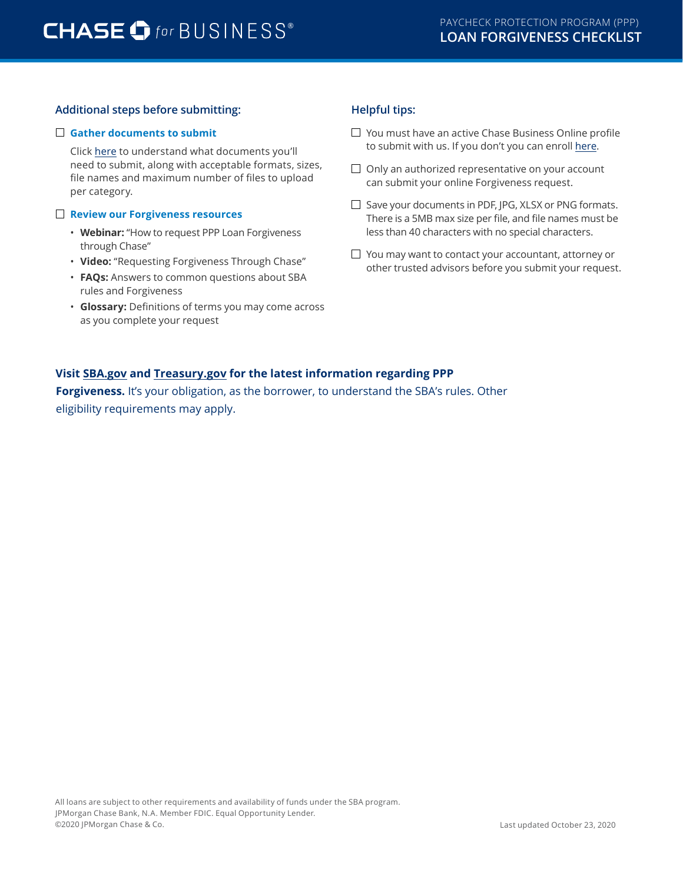## Additional steps before submitting:

- ☐ **Gather documents to submit**

  Click here to understand what documents you'll need to submit, along with acceptable formats, sizes, file names and maximum number of files to upload per category.

- ☐ **Review our Forgiveness resources**
  - **Webinar:** "How to request PPP Loan Forgiveness through Chase"
  - **Video:** "Requesting Forgiveness Through Chase"
  - **FAQs:** Answers to common questions about SBA rules and Forgiveness
  - **Glossary:** Definitions of terms you may come across as you complete your request

## Helpful tips:

- ☐ You must have an active Chase Business Online profile to submit with us. If you don't you can enroll here.
- ☐ Only an authorized representative on your account can submit your online Forgiveness request.
- ☐ Save your documents in PDF, JPG, XLSX or PNG formats. There is a 5MB max size per file, and file names must be less than 40 characters with no special characters.
- ☐ You may want to contact your accountant, attorney or other trusted advisors before you submit your request.

**Visit SBA.gov and Treasury.gov for the latest information regarding PPP Forgiveness.** It's your obligation, as the borrower, to understand the SBA's rules. Other eligibility requirements may apply.

All loans are subject to other requirements and availability of funds under the SBA program.
JPMorgan Chase Bank, N.A. Member FDIC. Equal Opportunity Lender.
©2020 JPMorgan Chase & Co.

Last updated October 23, 2020